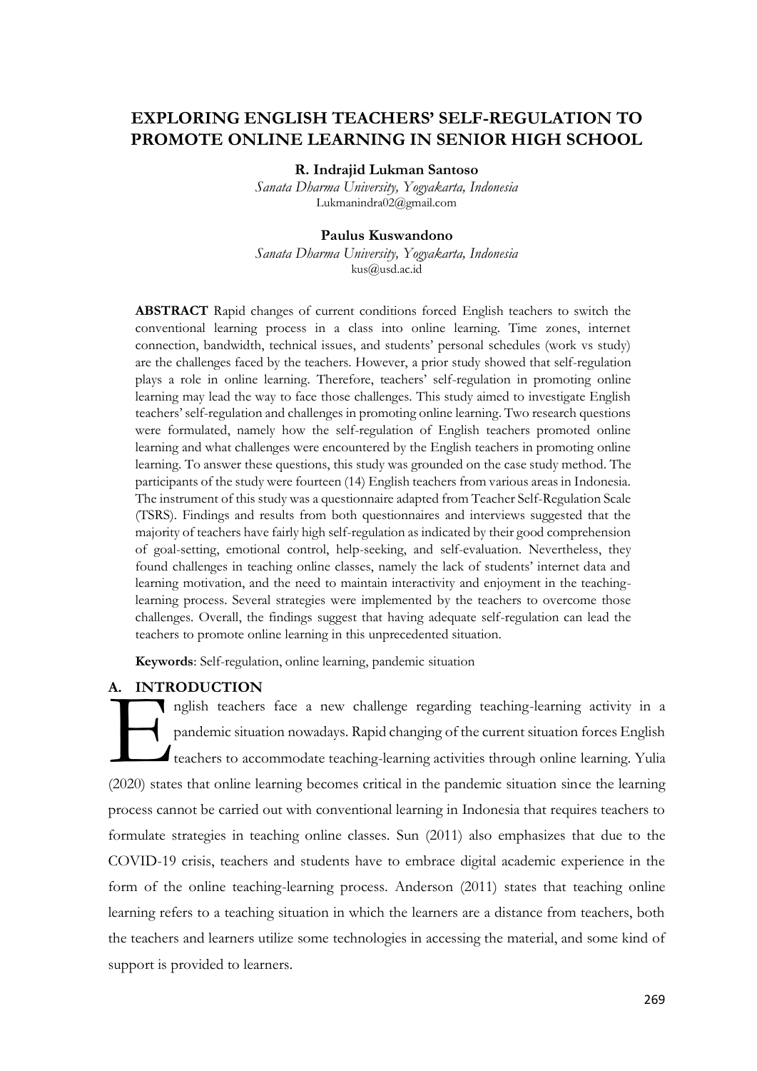# EXPLORING ENGLISH TEACHERS' SELF-REGULATION TO PROMOTE ONLINE LEARNING IN SENIOR HIGH SCHOOL

**R. Indrajid Lukman Santoso**
*Sanata Dharma University, Yogyakarta, Indonesia*
Lukmanindra02@gmail.com

**Paulus Kuswandono**
*Sanata Dharma University, Yogyakarta, Indonesia*
kus@usd.ac.id

**ABSTRACT** Rapid changes of current conditions forced English teachers to switch the conventional learning process in a class into online learning. Time zones, internet connection, bandwidth, technical issues, and students' personal schedules (work vs study) are the challenges faced by the teachers. However, a prior study showed that self-regulation plays a role in online learning. Therefore, teachers' self-regulation in promoting online learning may lead the way to face those challenges. This study aimed to investigate English teachers' self-regulation and challenges in promoting online learning. Two research questions were formulated, namely how the self-regulation of English teachers promoted online learning and what challenges were encountered by the English teachers in promoting online learning. To answer these questions, this study was grounded on the case study method. The participants of the study were fourteen (14) English teachers from various areas in Indonesia. The instrument of this study was a questionnaire adapted from Teacher Self-Regulation Scale (TSRS). Findings and results from both questionnaires and interviews suggested that the majority of teachers have fairly high self-regulation as indicated by their good comprehension of goal-setting, emotional control, help-seeking, and self-evaluation. Nevertheless, they found challenges in teaching online classes, namely the lack of students' internet data and learning motivation, and the need to maintain interactivity and enjoyment in the teaching-learning process. Several strategies were implemented by the teachers to overcome those challenges. Overall, the findings suggest that having adequate self-regulation can lead the teachers to promote online learning in this unprecedented situation.

**Keywords**: Self-regulation, online learning, pandemic situation

## A. INTRODUCTION

English teachers face a new challenge regarding teaching-learning activity in a pandemic situation nowadays. Rapid changing of the current situation forces English teachers to accommodate teaching-learning activities through online learning. Yulia (2020) states that online learning becomes critical in the pandemic situation since the learning process cannot be carried out with conventional learning in Indonesia that requires teachers to formulate strategies in teaching online classes. Sun (2011) also emphasizes that due to the COVID-19 crisis, teachers and students have to embrace digital academic experience in the form of the online teaching-learning process. Anderson (2011) states that teaching online learning refers to a teaching situation in which the learners are a distance from teachers, both the teachers and learners utilize some technologies in accessing the material, and some kind of support is provided to learners.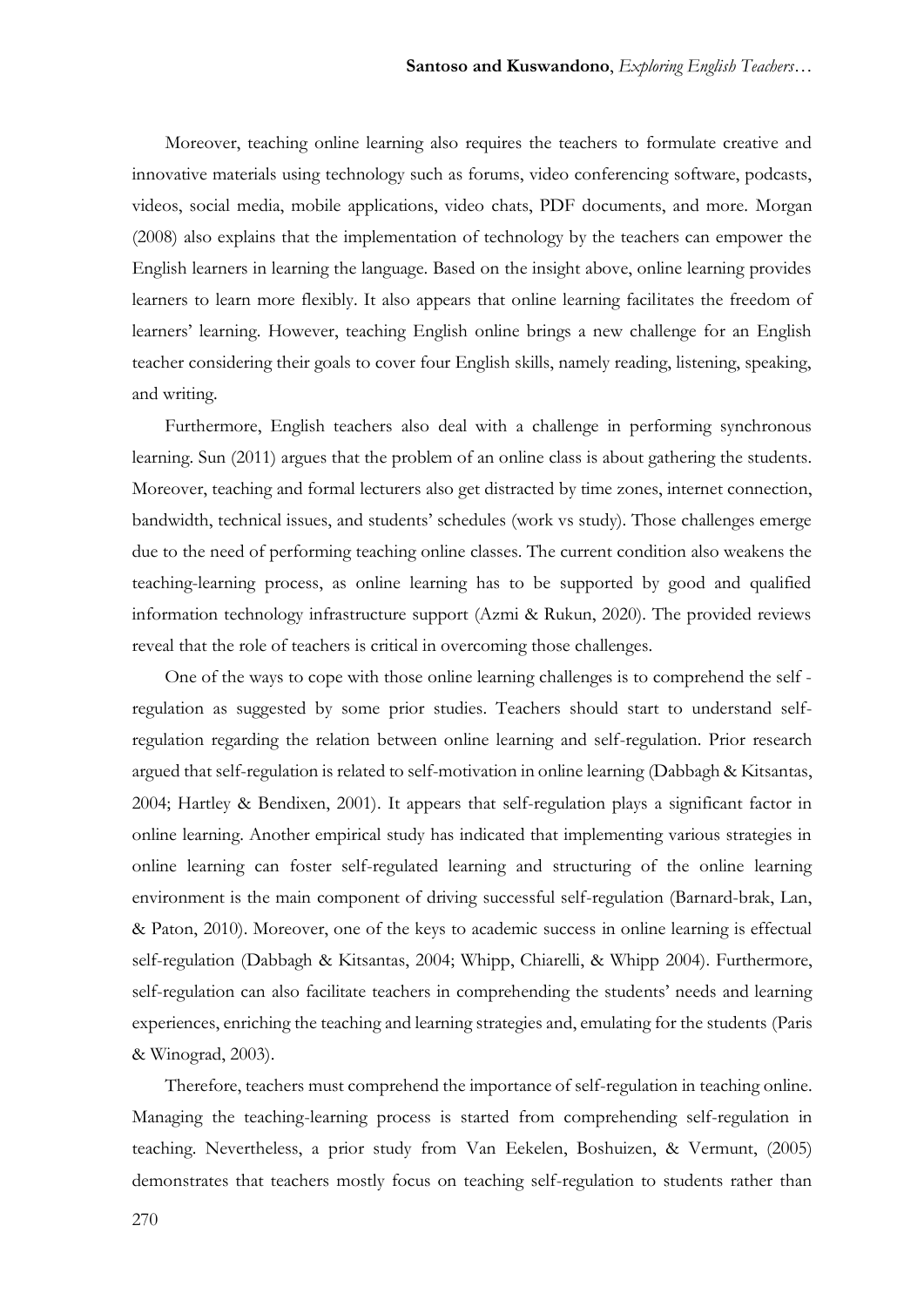Moreover, teaching online learning also requires the teachers to formulate creative and innovative materials using technology such as forums, video conferencing software, podcasts, videos, social media, mobile applications, video chats, PDF documents, and more. Morgan (2008) also explains that the implementation of technology by the teachers can empower the English learners in learning the language. Based on the insight above, online learning provides learners to learn more flexibly. It also appears that online learning facilitates the freedom of learners' learning. However, teaching English online brings a new challenge for an English teacher considering their goals to cover four English skills, namely reading, listening, speaking, and writing.

Furthermore, English teachers also deal with a challenge in performing synchronous learning. Sun (2011) argues that the problem of an online class is about gathering the students. Moreover, teaching and formal lecturers also get distracted by time zones, internet connection, bandwidth, technical issues, and students' schedules (work vs study). Those challenges emerge due to the need of performing teaching online classes. The current condition also weakens the teaching-learning process, as online learning has to be supported by good and qualified information technology infrastructure support (Azmi & Rukun, 2020). The provided reviews reveal that the role of teachers is critical in overcoming those challenges.

One of the ways to cope with those online learning challenges is to comprehend the self - regulation as suggested by some prior studies. Teachers should start to understand self-regulation regarding the relation between online learning and self-regulation. Prior research argued that self-regulation is related to self-motivation in online learning (Dabbagh & Kitsantas, 2004; Hartley & Bendixen, 2001). It appears that self-regulation plays a significant factor in online learning. Another empirical study has indicated that implementing various strategies in online learning can foster self-regulated learning and structuring of the online learning environment is the main component of driving successful self-regulation (Barnard-brak, Lan, & Paton, 2010). Moreover, one of the keys to academic success in online learning is effectual self-regulation (Dabbagh & Kitsantas, 2004; Whipp, Chiarelli, & Whipp 2004). Furthermore, self-regulation can also facilitate teachers in comprehending the students' needs and learning experiences, enriching the teaching and learning strategies and, emulating for the students (Paris & Winograd, 2003).

Therefore, teachers must comprehend the importance of self-regulation in teaching online. Managing the teaching-learning process is started from comprehending self-regulation in teaching. Nevertheless, a prior study from Van Eekelen, Boshuizen, & Vermunt, (2005) demonstrates that teachers mostly focus on teaching self-regulation to students rather than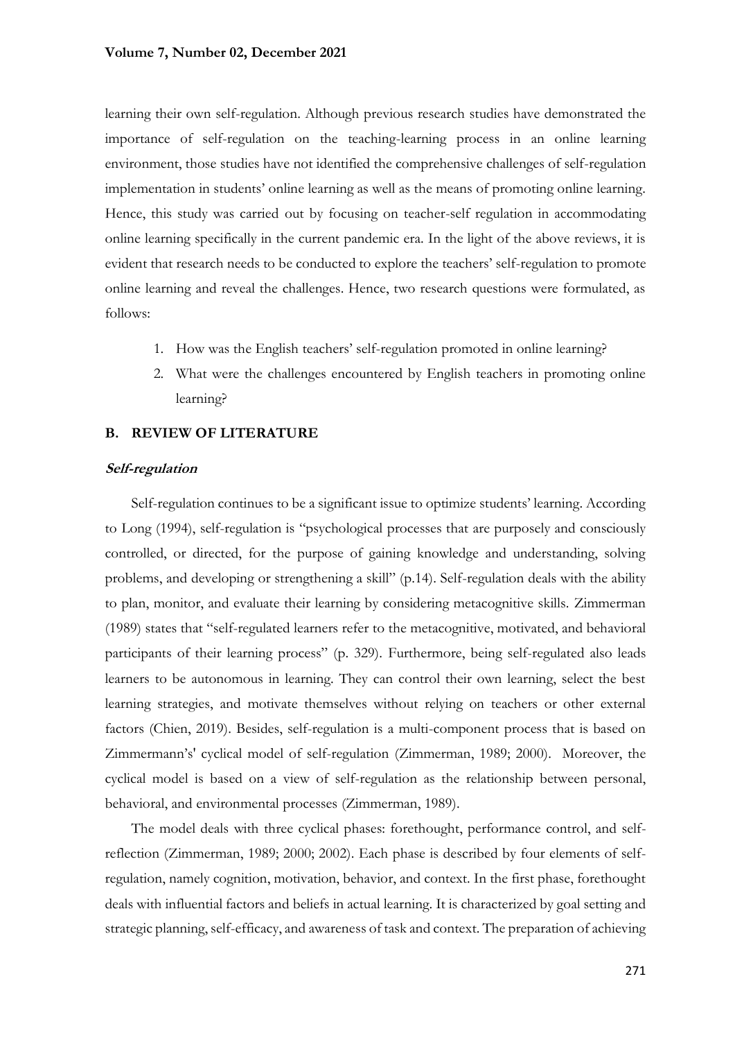learning their own self-regulation. Although previous research studies have demonstrated the importance of self-regulation on the teaching-learning process in an online learning environment, those studies have not identified the comprehensive challenges of self-regulation implementation in students' online learning as well as the means of promoting online learning. Hence, this study was carried out by focusing on teacher-self regulation in accommodating online learning specifically in the current pandemic era. In the light of the above reviews, it is evident that research needs to be conducted to explore the teachers' self-regulation to promote online learning and reveal the challenges. Hence, two research questions were formulated, as follows:

1. How was the English teachers' self-regulation promoted in online learning?
2. What were the challenges encountered by English teachers in promoting online learning?

## B. REVIEW OF LITERATURE

### *Self-regulation*

Self-regulation continues to be a significant issue to optimize students' learning. According to Long (1994), self-regulation is "psychological processes that are purposely and consciously controlled, or directed, for the purpose of gaining knowledge and understanding, solving problems, and developing or strengthening a skill" (p.14). Self-regulation deals with the ability to plan, monitor, and evaluate their learning by considering metacognitive skills. Zimmerman (1989) states that "self-regulated learners refer to the metacognitive, motivated, and behavioral participants of their learning process" (p. 329). Furthermore, being self-regulated also leads learners to be autonomous in learning. They can control their own learning, select the best learning strategies, and motivate themselves without relying on teachers or other external factors (Chien, 2019). Besides, self-regulation is a multi-component process that is based on Zimmermann's' cyclical model of self-regulation (Zimmerman, 1989; 2000). Moreover, the cyclical model is based on a view of self-regulation as the relationship between personal, behavioral, and environmental processes (Zimmerman, 1989).

The model deals with three cyclical phases: forethought, performance control, and self-reflection (Zimmerman, 1989; 2000; 2002). Each phase is described by four elements of self-regulation, namely cognition, motivation, behavior, and context. In the first phase, forethought deals with influential factors and beliefs in actual learning. It is characterized by goal setting and strategic planning, self-efficacy, and awareness of task and context. The preparation of achieving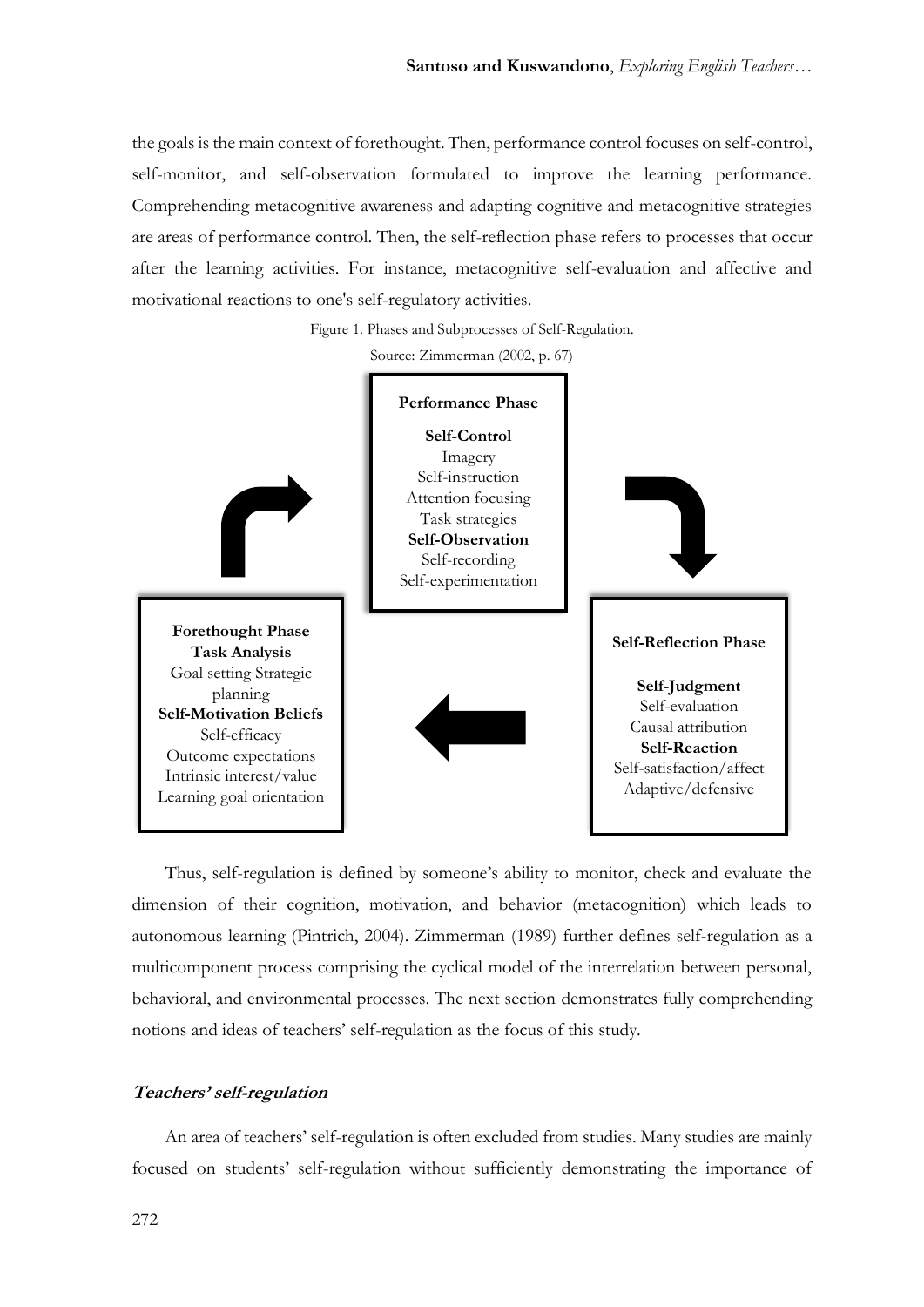the goals is the main context of forethought. Then, performance control focuses on self-control, self-monitor, and self-observation formulated to improve the learning performance. Comprehending metacognitive awareness and adapting cognitive and metacognitive strategies are areas of performance control. Then, the self-reflection phase refers to processes that occur after the learning activities. For instance, metacognitive self-evaluation and affective and motivational reactions to one's self-regulatory activities.

Figure 1. Phases and Subprocesses of Self-Regulation.

Source: Zimmerman (2002, p. 67)

**Performance Phase**

**Self-Control**
Imagery
Self-instruction
Attention focusing
Task strategies
**Self-Observation**
Self-recording
Self-experimentation

**Forethought Phase**
**Task Analysis**
Goal setting Strategic planning
**Self-Motivation Beliefs**
Self-efficacy
Outcome expectations
Intrinsic interest/value
Learning goal orientation

**Self-Reflection Phase**

**Self-Judgment**
Self-evaluation
Causal attribution
**Self-Reaction**
Self-satisfaction/affect
Adaptive/defensive

Thus, self-regulation is defined by someone's ability to monitor, check and evaluate the dimension of their cognition, motivation, and behavior (metacognition) which leads to autonomous learning (Pintrich, 2004). Zimmerman (1989) further defines self-regulation as a multicomponent process comprising the cyclical model of the interrelation between personal, behavioral, and environmental processes. The next section demonstrates fully comprehending notions and ideas of teachers' self-regulation as the focus of this study.

### *Teachers' self-regulation*

An area of teachers' self-regulation is often excluded from studies. Many studies are mainly focused on students' self-regulation without sufficiently demonstrating the importance of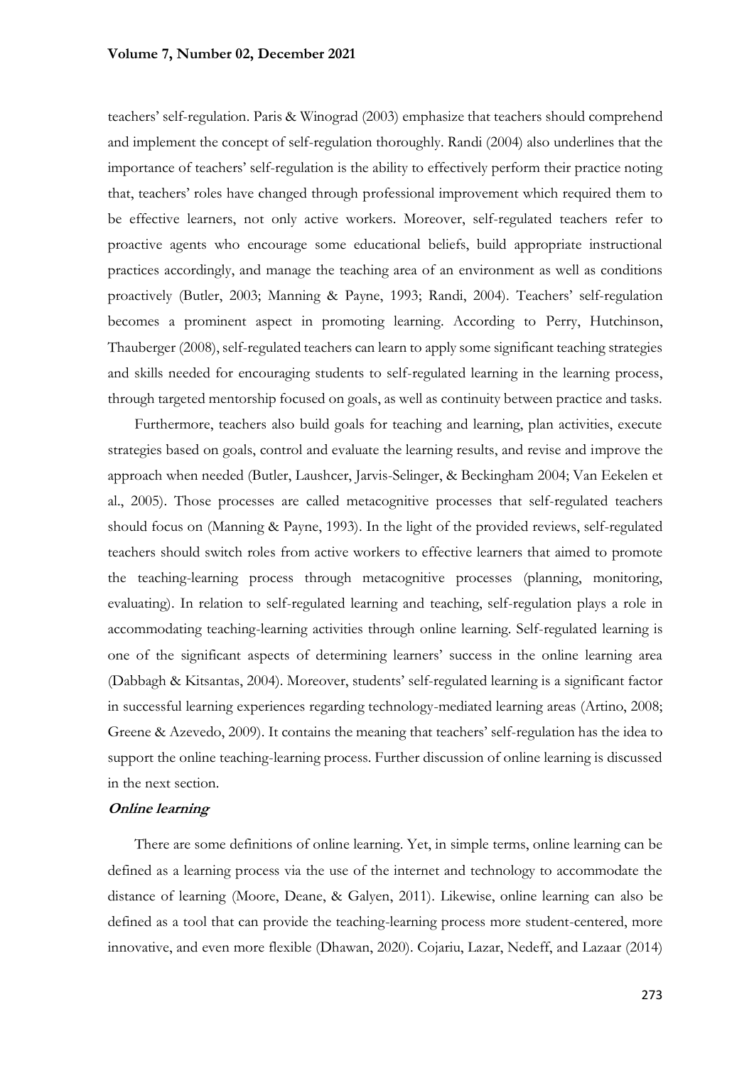teachers' self-regulation. Paris & Winograd (2003) emphasize that teachers should comprehend and implement the concept of self-regulation thoroughly. Randi (2004) also underlines that the importance of teachers' self-regulation is the ability to effectively perform their practice noting that, teachers' roles have changed through professional improvement which required them to be effective learners, not only active workers. Moreover, self-regulated teachers refer to proactive agents who encourage some educational beliefs, build appropriate instructional practices accordingly, and manage the teaching area of an environment as well as conditions proactively (Butler, 2003; Manning & Payne, 1993; Randi, 2004). Teachers' self-regulation becomes a prominent aspect in promoting learning. According to Perry, Hutchinson, Thauberger (2008), self-regulated teachers can learn to apply some significant teaching strategies and skills needed for encouraging students to self-regulated learning in the learning process, through targeted mentorship focused on goals, as well as continuity between practice and tasks.

Furthermore, teachers also build goals for teaching and learning, plan activities, execute strategies based on goals, control and evaluate the learning results, and revise and improve the approach when needed (Butler, Laushcer, Jarvis-Selinger, & Beckingham 2004; Van Eekelen et al., 2005). Those processes are called metacognitive processes that self-regulated teachers should focus on (Manning & Payne, 1993). In the light of the provided reviews, self-regulated teachers should switch roles from active workers to effective learners that aimed to promote the teaching-learning process through metacognitive processes (planning, monitoring, evaluating). In relation to self-regulated learning and teaching, self-regulation plays a role in accommodating teaching-learning activities through online learning. Self-regulated learning is one of the significant aspects of determining learners' success in the online learning area (Dabbagh & Kitsantas, 2004). Moreover, students' self-regulated learning is a significant factor in successful learning experiences regarding technology-mediated learning areas (Artino, 2008; Greene & Azevedo, 2009). It contains the meaning that teachers' self-regulation has the idea to support the online teaching-learning process. Further discussion of online learning is discussed in the next section.

#### *Online learning*

There are some definitions of online learning. Yet, in simple terms, online learning can be defined as a learning process via the use of the internet and technology to accommodate the distance of learning (Moore, Deane, & Galyen, 2011). Likewise, online learning can also be defined as a tool that can provide the teaching-learning process more student-centered, more innovative, and even more flexible (Dhawan, 2020). Cojariu, Lazar, Nedeff, and Lazaar (2014)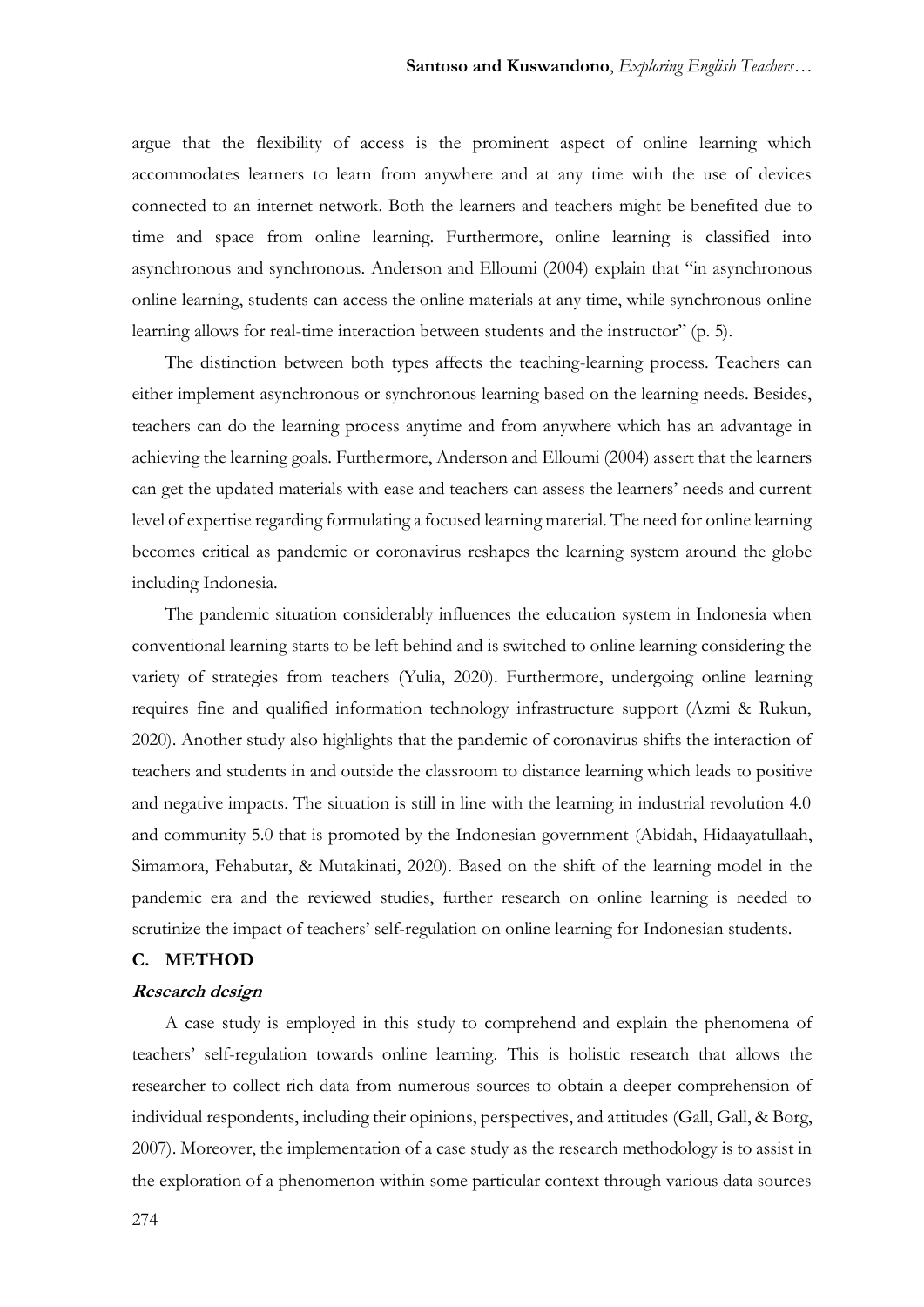argue that the flexibility of access is the prominent aspect of online learning which accommodates learners to learn from anywhere and at any time with the use of devices connected to an internet network. Both the learners and teachers might be benefited due to time and space from online learning. Furthermore, online learning is classified into asynchronous and synchronous. Anderson and Elloumi (2004) explain that "in asynchronous online learning, students can access the online materials at any time, while synchronous online learning allows for real-time interaction between students and the instructor" (p. 5).

The distinction between both types affects the teaching-learning process. Teachers can either implement asynchronous or synchronous learning based on the learning needs. Besides, teachers can do the learning process anytime and from anywhere which has an advantage in achieving the learning goals. Furthermore, Anderson and Elloumi (2004) assert that the learners can get the updated materials with ease and teachers can assess the learners' needs and current level of expertise regarding formulating a focused learning material. The need for online learning becomes critical as pandemic or coronavirus reshapes the learning system around the globe including Indonesia.

The pandemic situation considerably influences the education system in Indonesia when conventional learning starts to be left behind and is switched to online learning considering the variety of strategies from teachers (Yulia, 2020). Furthermore, undergoing online learning requires fine and qualified information technology infrastructure support (Azmi & Rukun, 2020). Another study also highlights that the pandemic of coronavirus shifts the interaction of teachers and students in and outside the classroom to distance learning which leads to positive and negative impacts. The situation is still in line with the learning in industrial revolution 4.0 and community 5.0 that is promoted by the Indonesian government (Abidah, Hidaayatullaah, Simamora, Fehabutar, & Mutakinati, 2020). Based on the shift of the learning model in the pandemic era and the reviewed studies, further research on online learning is needed to scrutinize the impact of teachers' self-regulation on online learning for Indonesian students.

## C. METHOD

### *Research design*

A case study is employed in this study to comprehend and explain the phenomena of teachers' self-regulation towards online learning. This is holistic research that allows the researcher to collect rich data from numerous sources to obtain a deeper comprehension of individual respondents, including their opinions, perspectives, and attitudes (Gall, Gall, & Borg, 2007). Moreover, the implementation of a case study as the research methodology is to assist in the exploration of a phenomenon within some particular context through various data sources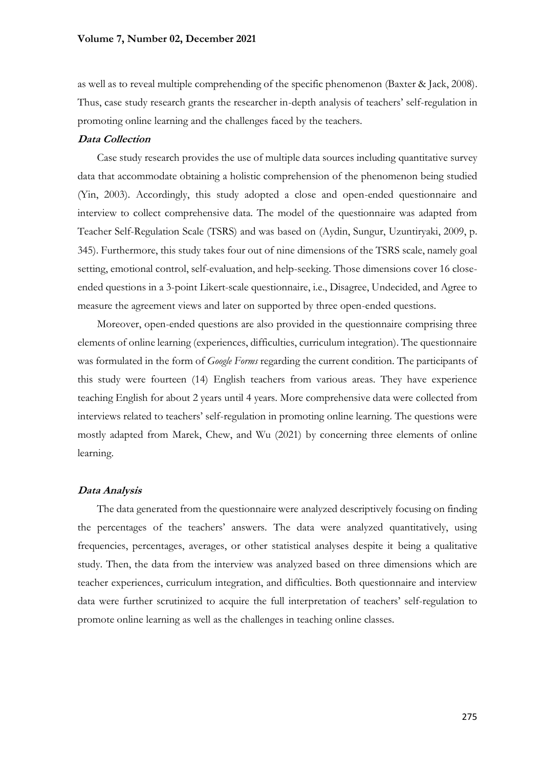as well as to reveal multiple comprehending of the specific phenomenon (Baxter & Jack, 2008). Thus, case study research grants the researcher in-depth analysis of teachers' self-regulation in promoting online learning and the challenges faced by the teachers.

### *Data Collection*

Case study research provides the use of multiple data sources including quantitative survey data that accommodate obtaining a holistic comprehension of the phenomenon being studied (Yin, 2003). Accordingly, this study adopted a close and open-ended questionnaire and interview to collect comprehensive data. The model of the questionnaire was adapted from Teacher Self-Regulation Scale (TSRS) and was based on (Aydin, Sungur, Uzuntiryaki, 2009, p. 345). Furthermore, this study takes four out of nine dimensions of the TSRS scale, namely goal setting, emotional control, self-evaluation, and help-seeking. Those dimensions cover 16 close-ended questions in a 3-point Likert-scale questionnaire, i.e., Disagree, Undecided, and Agree to measure the agreement views and later on supported by three open-ended questions.

Moreover, open-ended questions are also provided in the questionnaire comprising three elements of online learning (experiences, difficulties, curriculum integration). The questionnaire was formulated in the form of *Google Forms* regarding the current condition. The participants of this study were fourteen (14) English teachers from various areas. They have experience teaching English for about 2 years until 4 years. More comprehensive data were collected from interviews related to teachers' self-regulation in promoting online learning. The questions were mostly adapted from Marek, Chew, and Wu (2021) by concerning three elements of online learning.

### *Data Analysis*

The data generated from the questionnaire were analyzed descriptively focusing on finding the percentages of the teachers' answers. The data were analyzed quantitatively, using frequencies, percentages, averages, or other statistical analyses despite it being a qualitative study. Then, the data from the interview was analyzed based on three dimensions which are teacher experiences, curriculum integration, and difficulties. Both questionnaire and interview data were further scrutinized to acquire the full interpretation of teachers' self-regulation to promote online learning as well as the challenges in teaching online classes.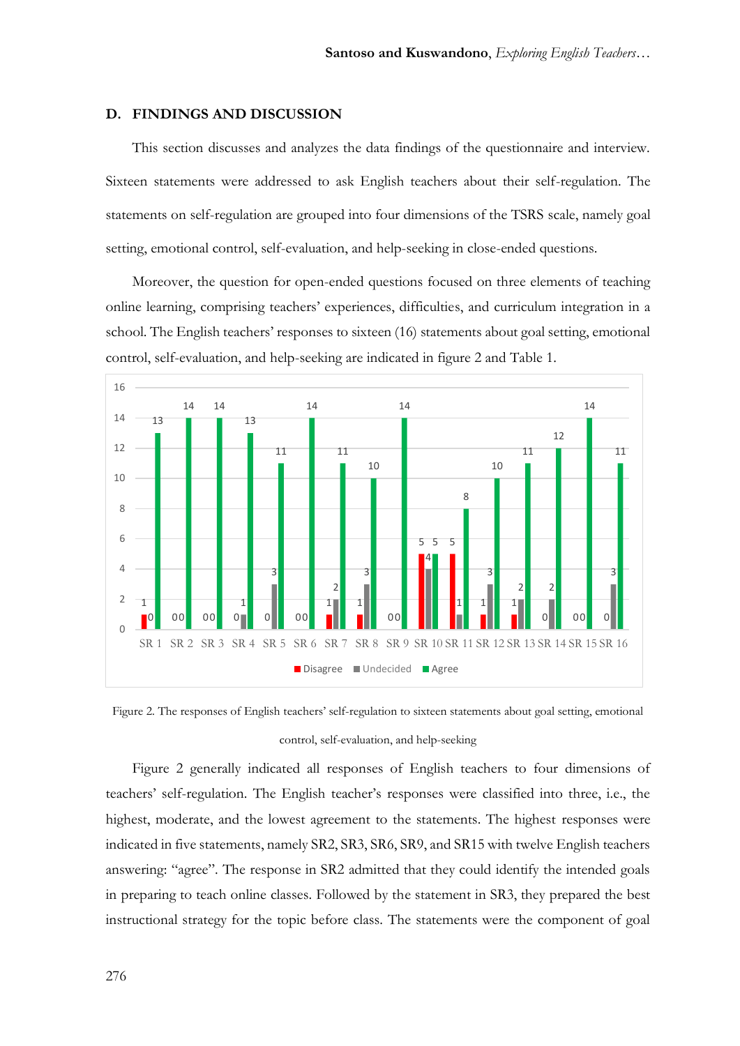## D. FINDINGS AND DISCUSSION

This section discusses and analyzes the data findings of the questionnaire and interview. Sixteen statements were addressed to ask English teachers about their self-regulation. The statements on self-regulation are grouped into four dimensions of the TSRS scale, namely goal setting, emotional control, self-evaluation, and help-seeking in close-ended questions.

Moreover, the question for open-ended questions focused on three elements of teaching online learning, comprising teachers' experiences, difficulties, and curriculum integration in a school. The English teachers' responses to sixteen (16) statements about goal setting, emotional control, self-evaluation, and help-seeking are indicated in figure 2 and Table 1.

Figure 2. The responses of English teachers' self-regulation to sixteen statements about goal setting, emotional control, self-evaluation, and help-seeking

Figure 2 generally indicated all responses of English teachers to four dimensions of teachers' self-regulation. The English teacher's responses were classified into three, i.e., the highest, moderate, and the lowest agreement to the statements. The highest responses were indicated in five statements, namely SR2, SR3, SR6, SR9, and SR15 with twelve English teachers answering: "agree". The response in SR2 admitted that they could identify the intended goals in preparing to teach online classes. Followed by the statement in SR3, they prepared the best instructional strategy for the topic before class. The statements were the component of goal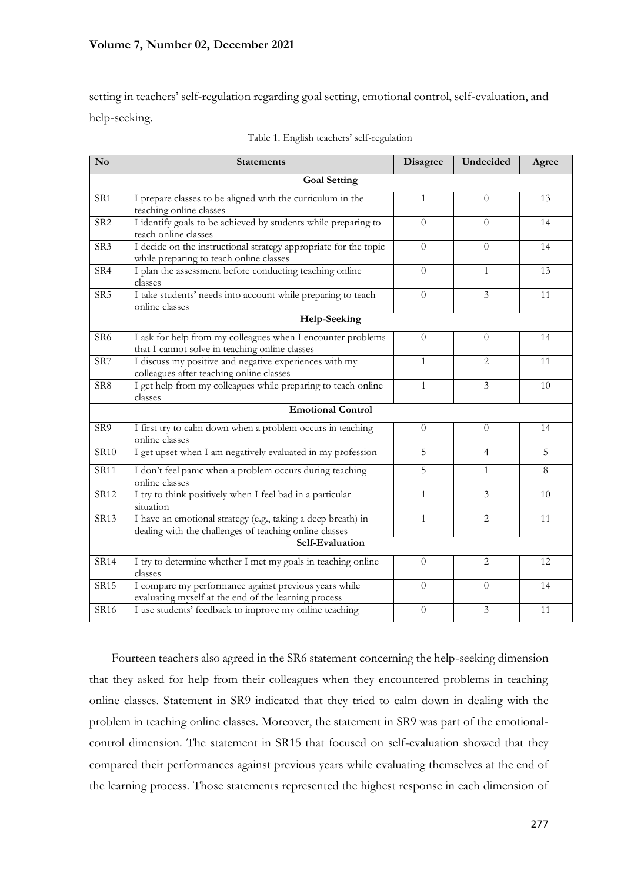setting in teachers' self-regulation regarding goal setting, emotional control, self-evaluation, and help-seeking.

Table 1. English teachers' self-regulation

| No | Statements | Disagree | Undecided | Agree |
|---|---|---|---|---|
| **Goal Setting** | | | | |
| SR1 | I prepare classes to be aligned with the curriculum in the teaching online classes | 1 | 0 | 13 |
| SR2 | I identify goals to be achieved by students while preparing to teach online classes | 0 | 0 | 14 |
| SR3 | I decide on the instructional strategy appropriate for the topic while preparing to teach online classes | 0 | 0 | 14 |
| SR4 | I plan the assessment before conducting teaching online classes | 0 | 1 | 13 |
| SR5 | I take students' needs into account while preparing to teach online classes | 0 | 3 | 11 |
| **Help-Seeking** | | | | |
| SR6 | I ask for help from my colleagues when I encounter problems that I cannot solve in teaching online classes | 0 | 0 | 14 |
| SR7 | I discuss my positive and negative experiences with my colleagues after teaching online classes | 1 | 2 | 11 |
| SR8 | I get help from my colleagues while preparing to teach online classes | 1 | 3 | 10 |
| **Emotional Control** | | | | |
| SR9 | I first try to calm down when a problem occurs in teaching online classes | 0 | 0 | 14 |
| SR10 | I get upset when I am negatively evaluated in my profession | 5 | 4 | 5 |
| SR11 | I don't feel panic when a problem occurs during teaching online classes | 5 | 1 | 8 |
| SR12 | I try to think positively when I feel bad in a particular situation | 1 | 3 | 10 |
| SR13 | I have an emotional strategy (e.g., taking a deep breath) in dealing with the challenges of teaching online classes | 1 | 2 | 11 |
| **Self-Evaluation** | | | | |
| SR14 | I try to determine whether I met my goals in teaching online classes | 0 | 2 | 12 |
| SR15 | I compare my performance against previous years while evaluating myself at the end of the learning process | 0 | 0 | 14 |
| SR16 | I use students' feedback to improve my online teaching | 0 | 3 | 11 |

Fourteen teachers also agreed in the SR6 statement concerning the help-seeking dimension that they asked for help from their colleagues when they encountered problems in teaching online classes. Statement in SR9 indicated that they tried to calm down in dealing with the problem in teaching online classes. Moreover, the statement in SR9 was part of the emotional-control dimension. The statement in SR15 that focused on self-evaluation showed that they compared their performances against previous years while evaluating themselves at the end of the learning process. Those statements represented the highest response in each dimension of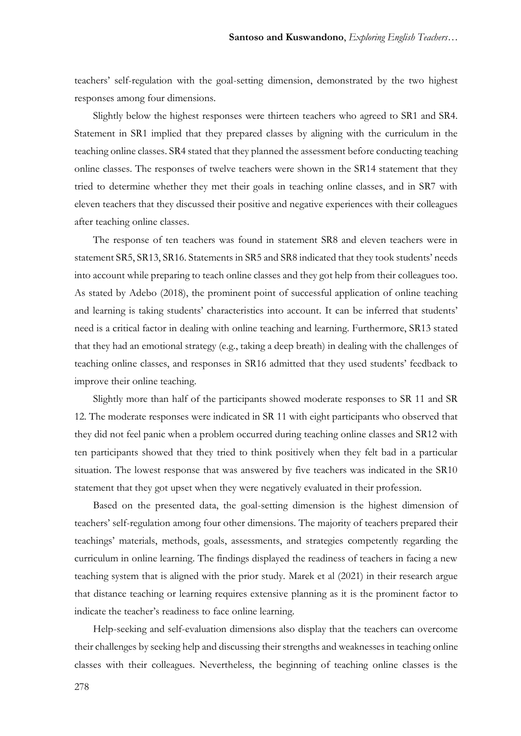teachers' self-regulation with the goal-setting dimension, demonstrated by the two highest responses among four dimensions.

Slightly below the highest responses were thirteen teachers who agreed to SR1 and SR4. Statement in SR1 implied that they prepared classes by aligning with the curriculum in the teaching online classes. SR4 stated that they planned the assessment before conducting teaching online classes. The responses of twelve teachers were shown in the SR14 statement that they tried to determine whether they met their goals in teaching online classes, and in SR7 with eleven teachers that they discussed their positive and negative experiences with their colleagues after teaching online classes.

The response of ten teachers was found in statement SR8 and eleven teachers were in statement SR5, SR13, SR16. Statements in SR5 and SR8 indicated that they took students' needs into account while preparing to teach online classes and they got help from their colleagues too. As stated by Adebo (2018), the prominent point of successful application of online teaching and learning is taking students' characteristics into account. It can be inferred that students' need is a critical factor in dealing with online teaching and learning. Furthermore, SR13 stated that they had an emotional strategy (e.g., taking a deep breath) in dealing with the challenges of teaching online classes, and responses in SR16 admitted that they used students' feedback to improve their online teaching.

Slightly more than half of the participants showed moderate responses to SR 11 and SR 12. The moderate responses were indicated in SR 11 with eight participants who observed that they did not feel panic when a problem occurred during teaching online classes and SR12 with ten participants showed that they tried to think positively when they felt bad in a particular situation. The lowest response that was answered by five teachers was indicated in the SR10 statement that they got upset when they were negatively evaluated in their profession.

Based on the presented data, the goal-setting dimension is the highest dimension of teachers' self-regulation among four other dimensions. The majority of teachers prepared their teachings' materials, methods, goals, assessments, and strategies competently regarding the curriculum in online learning. The findings displayed the readiness of teachers in facing a new teaching system that is aligned with the prior study. Marek et al (2021) in their research argue that distance teaching or learning requires extensive planning as it is the prominent factor to indicate the teacher's readiness to face online learning.

Help-seeking and self-evaluation dimensions also display that the teachers can overcome their challenges by seeking help and discussing their strengths and weaknesses in teaching online classes with their colleagues. Nevertheless, the beginning of teaching online classes is the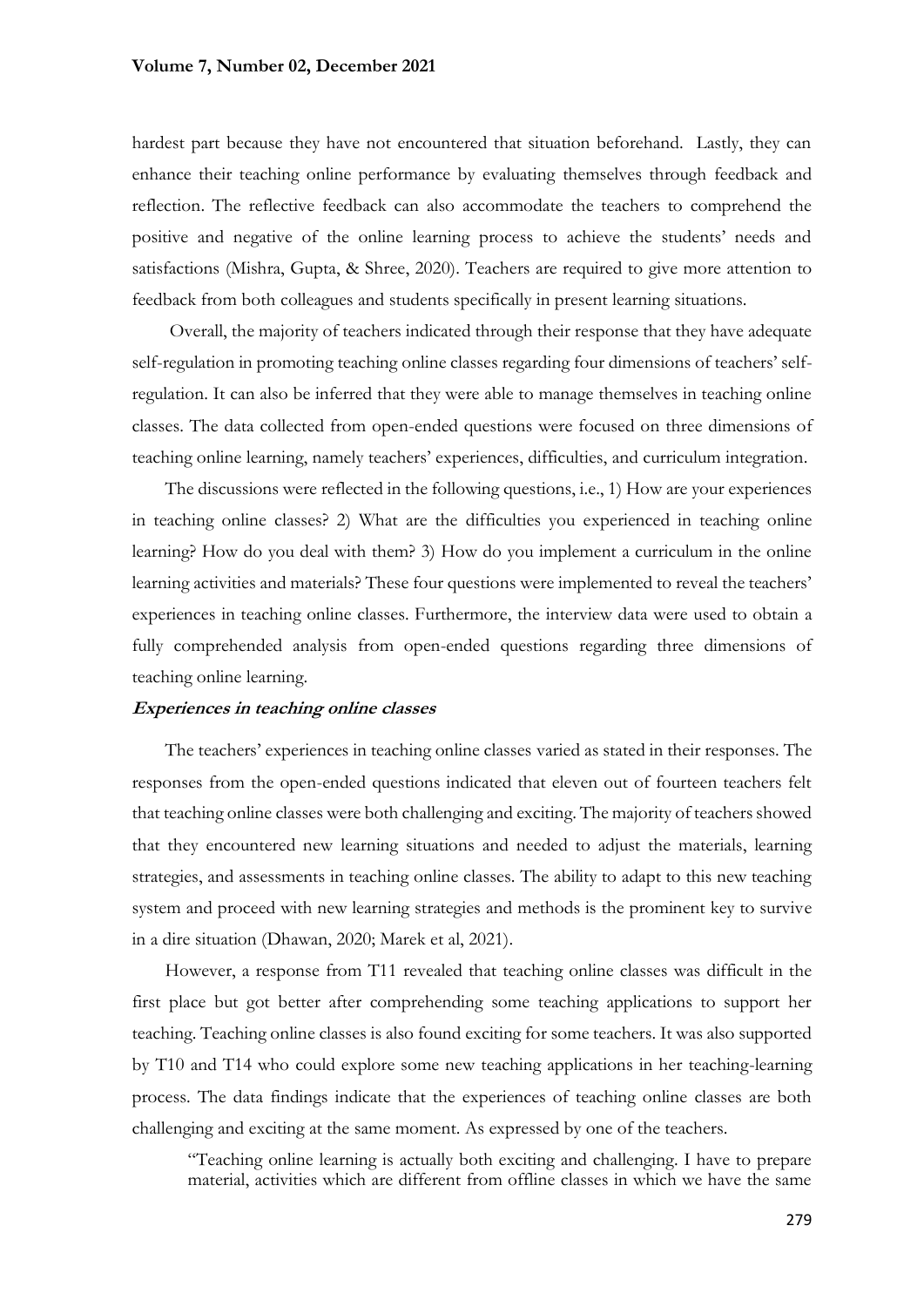hardest part because they have not encountered that situation beforehand. Lastly, they can enhance their teaching online performance by evaluating themselves through feedback and reflection. The reflective feedback can also accommodate the teachers to comprehend the positive and negative of the online learning process to achieve the students' needs and satisfactions (Mishra, Gupta, & Shree, 2020). Teachers are required to give more attention to feedback from both colleagues and students specifically in present learning situations.

Overall, the majority of teachers indicated through their response that they have adequate self-regulation in promoting teaching online classes regarding four dimensions of teachers' self-regulation. It can also be inferred that they were able to manage themselves in teaching online classes. The data collected from open-ended questions were focused on three dimensions of teaching online learning, namely teachers' experiences, difficulties, and curriculum integration.

The discussions were reflected in the following questions, i.e., 1) How are your experiences in teaching online classes? 2) What are the difficulties you experienced in teaching online learning? How do you deal with them? 3) How do you implement a curriculum in the online learning activities and materials? These four questions were implemented to reveal the teachers' experiences in teaching online classes. Furthermore, the interview data were used to obtain a fully comprehended analysis from open-ended questions regarding three dimensions of teaching online learning.

### *Experiences in teaching online classes*

The teachers' experiences in teaching online classes varied as stated in their responses. The responses from the open-ended questions indicated that eleven out of fourteen teachers felt that teaching online classes were both challenging and exciting. The majority of teachers showed that they encountered new learning situations and needed to adjust the materials, learning strategies, and assessments in teaching online classes. The ability to adapt to this new teaching system and proceed with new learning strategies and methods is the prominent key to survive in a dire situation (Dhawan, 2020; Marek et al, 2021).

However, a response from T11 revealed that teaching online classes was difficult in the first place but got better after comprehending some teaching applications to support her teaching. Teaching online classes is also found exciting for some teachers. It was also supported by T10 and T14 who could explore some new teaching applications in her teaching-learning process. The data findings indicate that the experiences of teaching online classes are both challenging and exciting at the same moment. As expressed by one of the teachers.

> "Teaching online learning is actually both exciting and challenging. I have to prepare material, activities which are different from offline classes in which we have the same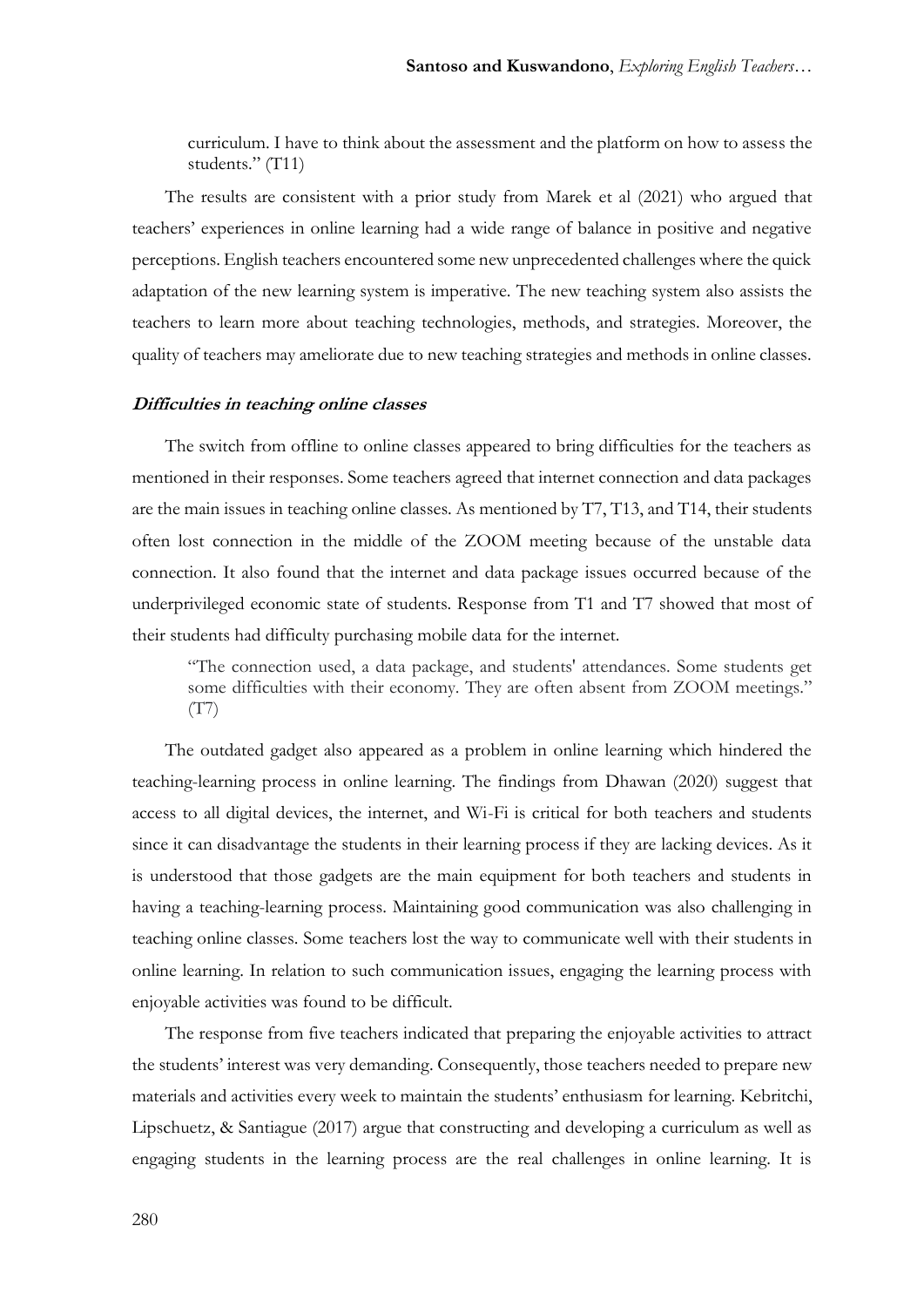> curriculum. I have to think about the assessment and the platform on how to assess the students." (T11)

The results are consistent with a prior study from Marek et al (2021) who argued that teachers' experiences in online learning had a wide range of balance in positive and negative perceptions. English teachers encountered some new unprecedented challenges where the quick adaptation of the new learning system is imperative. The new teaching system also assists the teachers to learn more about teaching technologies, methods, and strategies. Moreover, the quality of teachers may ameliorate due to new teaching strategies and methods in online classes.

### *Difficulties in teaching online classes*

The switch from offline to online classes appeared to bring difficulties for the teachers as mentioned in their responses. Some teachers agreed that internet connection and data packages are the main issues in teaching online classes. As mentioned by T7, T13, and T14, their students often lost connection in the middle of the ZOOM meeting because of the unstable data connection. It also found that the internet and data package issues occurred because of the underprivileged economic state of students. Response from T1 and T7 showed that most of their students had difficulty purchasing mobile data for the internet.

> "The connection used, a data package, and students' attendances. Some students get some difficulties with their economy. They are often absent from ZOOM meetings." (T7)

The outdated gadget also appeared as a problem in online learning which hindered the teaching-learning process in online learning. The findings from Dhawan (2020) suggest that access to all digital devices, the internet, and Wi-Fi is critical for both teachers and students since it can disadvantage the students in their learning process if they are lacking devices. As it is understood that those gadgets are the main equipment for both teachers and students in having a teaching-learning process. Maintaining good communication was also challenging in teaching online classes. Some teachers lost the way to communicate well with their students in online learning. In relation to such communication issues, engaging the learning process with enjoyable activities was found to be difficult.

The response from five teachers indicated that preparing the enjoyable activities to attract the students' interest was very demanding. Consequently, those teachers needed to prepare new materials and activities every week to maintain the students' enthusiasm for learning. Kebritchi, Lipschuetz, & Santiague (2017) argue that constructing and developing a curriculum as well as engaging students in the learning process are the real challenges in online learning. It is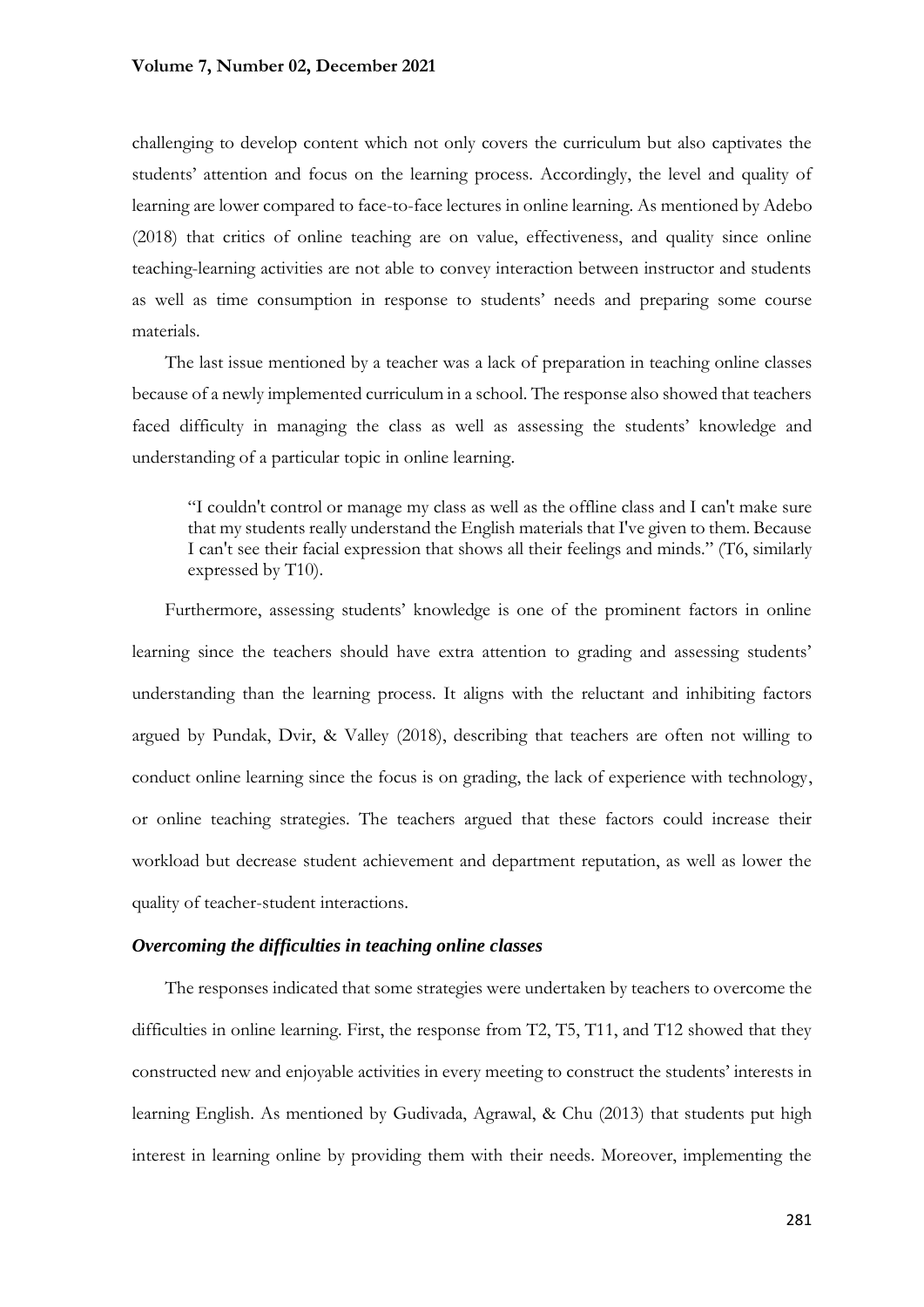challenging to develop content which not only covers the curriculum but also captivates the students' attention and focus on the learning process. Accordingly, the level and quality of learning are lower compared to face-to-face lectures in online learning. As mentioned by Adebo (2018) that critics of online teaching are on value, effectiveness, and quality since online teaching-learning activities are not able to convey interaction between instructor and students as well as time consumption in response to students' needs and preparing some course materials.

The last issue mentioned by a teacher was a lack of preparation in teaching online classes because of a newly implemented curriculum in a school. The response also showed that teachers faced difficulty in managing the class as well as assessing the students' knowledge and understanding of a particular topic in online learning.

> "I couldn't control or manage my class as well as the offline class and I can't make sure that my students really understand the English materials that I've given to them. Because I can't see their facial expression that shows all their feelings and minds." (T6, similarly expressed by T10).

Furthermore, assessing students' knowledge is one of the prominent factors in online learning since the teachers should have extra attention to grading and assessing students' understanding than the learning process. It aligns with the reluctant and inhibiting factors argued by Pundak, Dvir, & Valley (2018), describing that teachers are often not willing to conduct online learning since the focus is on grading, the lack of experience with technology, or online teaching strategies. The teachers argued that these factors could increase their workload but decrease student achievement and department reputation, as well as lower the quality of teacher-student interactions.

### *Overcoming the difficulties in teaching online classes*

The responses indicated that some strategies were undertaken by teachers to overcome the difficulties in online learning. First, the response from T2, T5, T11, and T12 showed that they constructed new and enjoyable activities in every meeting to construct the students' interests in learning English. As mentioned by Gudivada, Agrawal, & Chu (2013) that students put high interest in learning online by providing them with their needs. Moreover, implementing the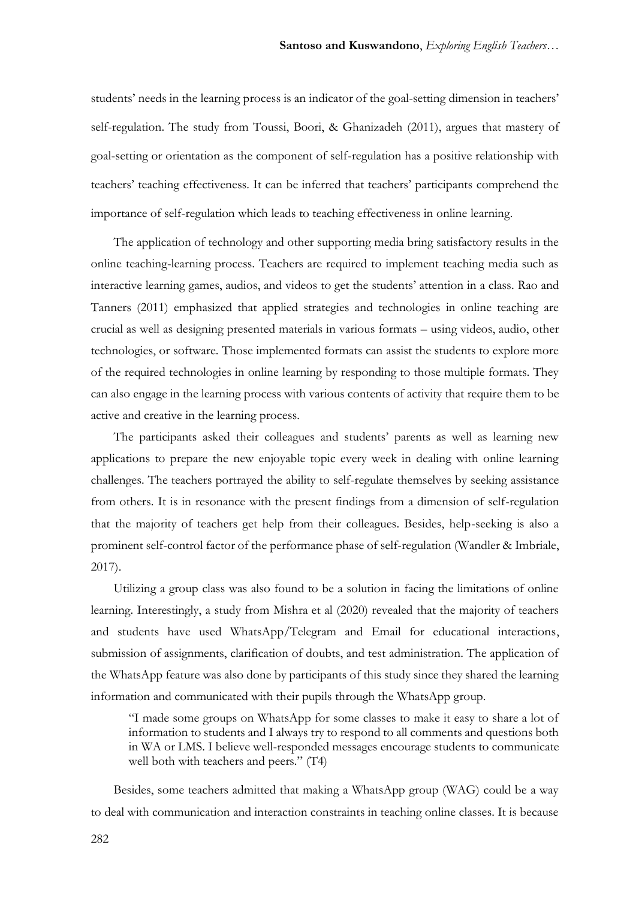students' needs in the learning process is an indicator of the goal-setting dimension in teachers' self-regulation. The study from Toussi, Boori, & Ghanizadeh (2011), argues that mastery of goal-setting or orientation as the component of self-regulation has a positive relationship with teachers' teaching effectiveness. It can be inferred that teachers' participants comprehend the importance of self-regulation which leads to teaching effectiveness in online learning.

The application of technology and other supporting media bring satisfactory results in the online teaching-learning process. Teachers are required to implement teaching media such as interactive learning games, audios, and videos to get the students' attention in a class. Rao and Tanners (2011) emphasized that applied strategies and technologies in online teaching are crucial as well as designing presented materials in various formats – using videos, audio, other technologies, or software. Those implemented formats can assist the students to explore more of the required technologies in online learning by responding to those multiple formats. They can also engage in the learning process with various contents of activity that require them to be active and creative in the learning process.

The participants asked their colleagues and students' parents as well as learning new applications to prepare the new enjoyable topic every week in dealing with online learning challenges. The teachers portrayed the ability to self-regulate themselves by seeking assistance from others. It is in resonance with the present findings from a dimension of self-regulation that the majority of teachers get help from their colleagues. Besides, help-seeking is also a prominent self-control factor of the performance phase of self-regulation (Wandler & Imbriale, 2017).

Utilizing a group class was also found to be a solution in facing the limitations of online learning. Interestingly, a study from Mishra et al (2020) revealed that the majority of teachers and students have used WhatsApp/Telegram and Email for educational interactions, submission of assignments, clarification of doubts, and test administration. The application of the WhatsApp feature was also done by participants of this study since they shared the learning information and communicated with their pupils through the WhatsApp group.

> "I made some groups on WhatsApp for some classes to make it easy to share a lot of information to students and I always try to respond to all comments and questions both in WA or LMS. I believe well-responded messages encourage students to communicate well both with teachers and peers." (T4)

Besides, some teachers admitted that making a WhatsApp group (WAG) could be a way to deal with communication and interaction constraints in teaching online classes. It is because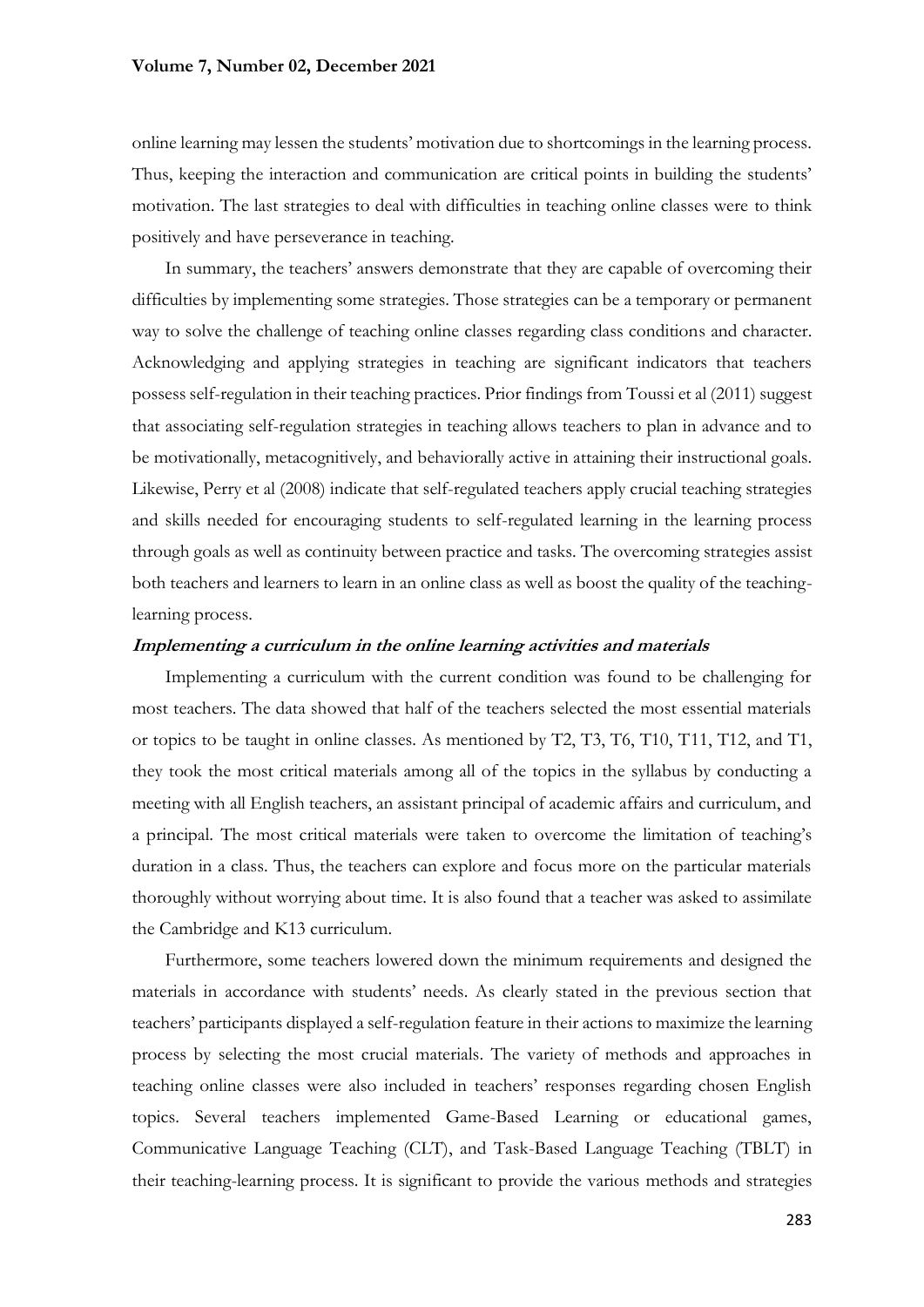online learning may lessen the students' motivation due to shortcomings in the learning process. Thus, keeping the interaction and communication are critical points in building the students' motivation. The last strategies to deal with difficulties in teaching online classes were to think positively and have perseverance in teaching.

In summary, the teachers' answers demonstrate that they are capable of overcoming their difficulties by implementing some strategies. Those strategies can be a temporary or permanent way to solve the challenge of teaching online classes regarding class conditions and character. Acknowledging and applying strategies in teaching are significant indicators that teachers possess self-regulation in their teaching practices. Prior findings from Toussi et al (2011) suggest that associating self-regulation strategies in teaching allows teachers to plan in advance and to be motivationally, metacognitively, and behaviorally active in attaining their instructional goals. Likewise, Perry et al (2008) indicate that self-regulated teachers apply crucial teaching strategies and skills needed for encouraging students to self-regulated learning in the learning process through goals as well as continuity between practice and tasks. The overcoming strategies assist both teachers and learners to learn in an online class as well as boost the quality of the teaching-learning process.

***Implementing a curriculum in the online learning activities and materials***

Implementing a curriculum with the current condition was found to be challenging for most teachers. The data showed that half of the teachers selected the most essential materials or topics to be taught in online classes. As mentioned by T2, T3, T6, T10, T11, T12, and T1, they took the most critical materials among all of the topics in the syllabus by conducting a meeting with all English teachers, an assistant principal of academic affairs and curriculum, and a principal. The most critical materials were taken to overcome the limitation of teaching's duration in a class. Thus, the teachers can explore and focus more on the particular materials thoroughly without worrying about time. It is also found that a teacher was asked to assimilate the Cambridge and K13 curriculum.

Furthermore, some teachers lowered down the minimum requirements and designed the materials in accordance with students' needs. As clearly stated in the previous section that teachers' participants displayed a self-regulation feature in their actions to maximize the learning process by selecting the most crucial materials. The variety of methods and approaches in teaching online classes were also included in teachers' responses regarding chosen English topics. Several teachers implemented Game-Based Learning or educational games, Communicative Language Teaching (CLT), and Task-Based Language Teaching (TBLT) in their teaching-learning process. It is significant to provide the various methods and strategies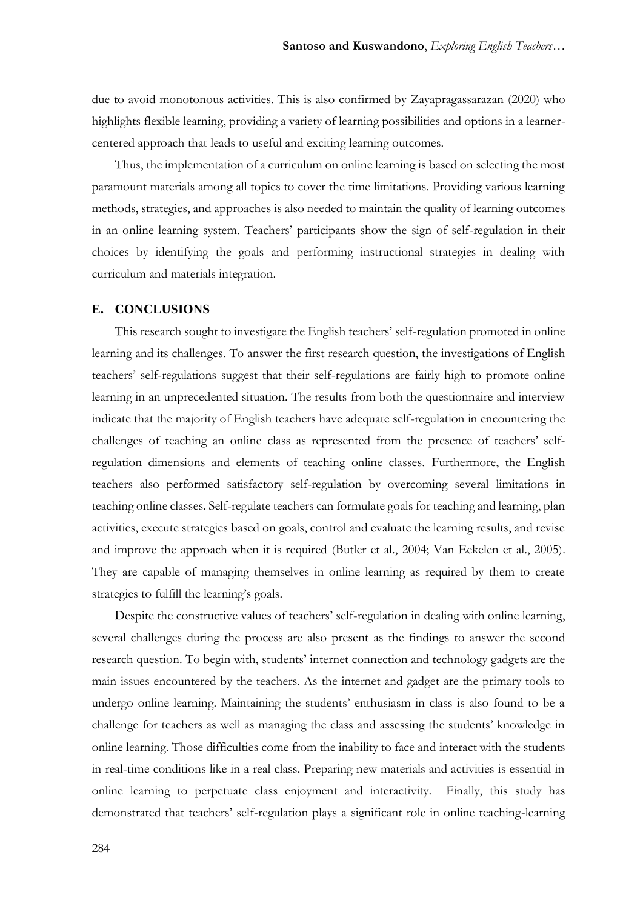due to avoid monotonous activities. This is also confirmed by Zayapragassarazan (2020) who highlights flexible learning, providing a variety of learning possibilities and options in a learner-centered approach that leads to useful and exciting learning outcomes.

Thus, the implementation of a curriculum on online learning is based on selecting the most paramount materials among all topics to cover the time limitations. Providing various learning methods, strategies, and approaches is also needed to maintain the quality of learning outcomes in an online learning system. Teachers' participants show the sign of self-regulation in their choices by identifying the goals and performing instructional strategies in dealing with curriculum and materials integration.

## E. CONCLUSIONS

This research sought to investigate the English teachers' self-regulation promoted in online learning and its challenges. To answer the first research question, the investigations of English teachers' self-regulations suggest that their self-regulations are fairly high to promote online learning in an unprecedented situation. The results from both the questionnaire and interview indicate that the majority of English teachers have adequate self-regulation in encountering the challenges of teaching an online class as represented from the presence of teachers' self-regulation dimensions and elements of teaching online classes. Furthermore, the English teachers also performed satisfactory self-regulation by overcoming several limitations in teaching online classes. Self-regulate teachers can formulate goals for teaching and learning, plan activities, execute strategies based on goals, control and evaluate the learning results, and revise and improve the approach when it is required (Butler et al., 2004; Van Eekelen et al., 2005). They are capable of managing themselves in online learning as required by them to create strategies to fulfill the learning's goals.

Despite the constructive values of teachers' self-regulation in dealing with online learning, several challenges during the process are also present as the findings to answer the second research question. To begin with, students' internet connection and technology gadgets are the main issues encountered by the teachers. As the internet and gadget are the primary tools to undergo online learning. Maintaining the students' enthusiasm in class is also found to be a challenge for teachers as well as managing the class and assessing the students' knowledge in online learning. Those difficulties come from the inability to face and interact with the students in real-time conditions like in a real class. Preparing new materials and activities is essential in online learning to perpetuate class enjoyment and interactivity. Finally, this study has demonstrated that teachers' self-regulation plays a significant role in online teaching-learning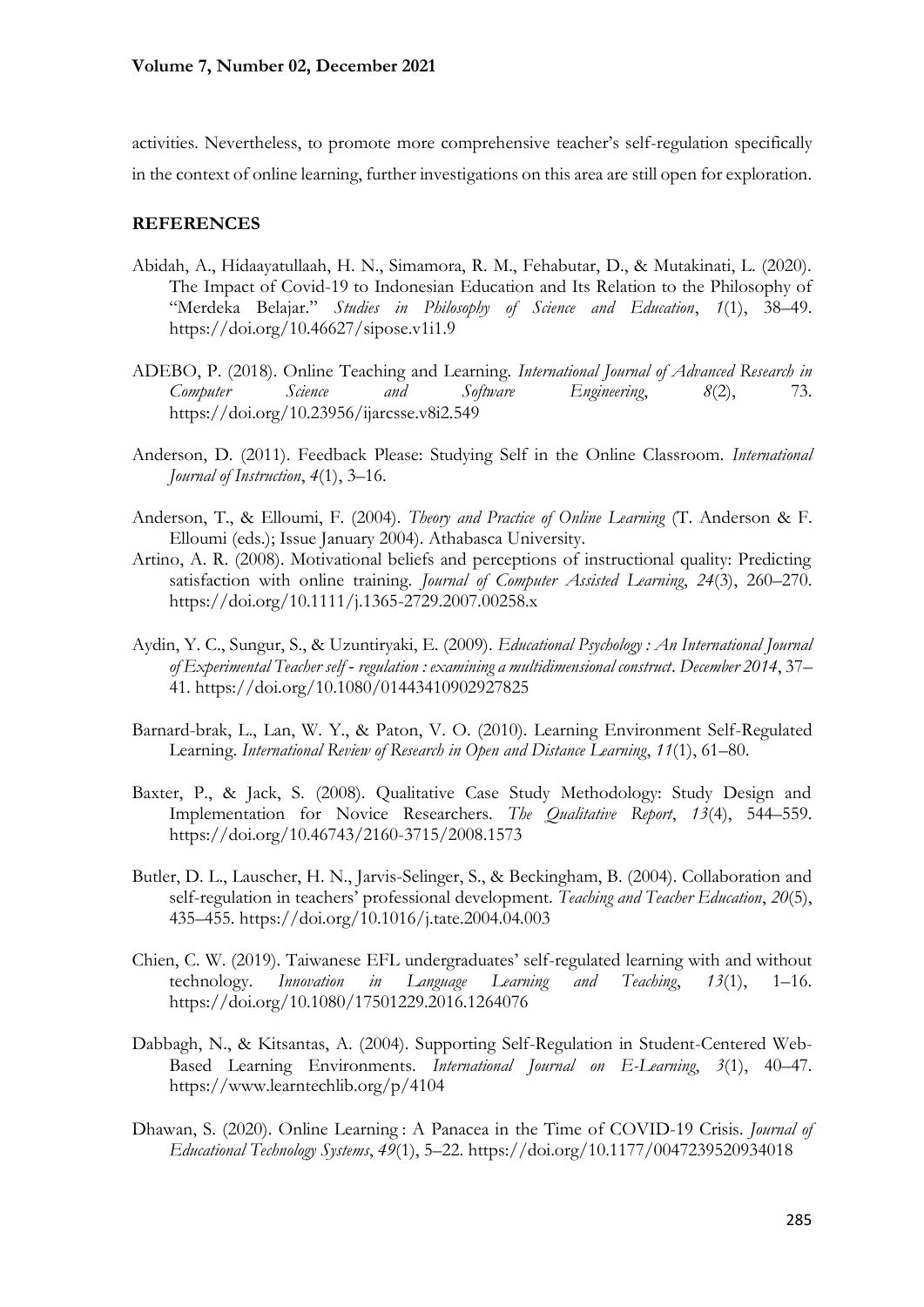activities. Nevertheless, to promote more comprehensive teacher's self-regulation specifically in the context of online learning, further investigations on this area are still open for exploration.

## REFERENCES

Abidah, A., Hidaayatullaah, H. N., Simamora, R. M., Fehabutar, D., & Mutakinati, L. (2020). The Impact of Covid-19 to Indonesian Education and Its Relation to the Philosophy of "Merdeka Belajar." *Studies in Philosophy of Science and Education*, *1*(1), 38–49. https://doi.org/10.46627/sipose.v1i1.9

ADEBO, P. (2018). Online Teaching and Learning. *International Journal of Advanced Research in Computer Science and Software Engineering*, *8*(2), 73. https://doi.org/10.23956/ijarcsse.v8i2.549

Anderson, D. (2011). Feedback Please: Studying Self in the Online Classroom. *International Journal of Instruction*, *4*(1), 3–16.

Anderson, T., & Elloumi, F. (2004). *Theory and Practice of Online Learning* (T. Anderson & F. Elloumi (eds.); Issue January 2004). Athabasca University.

Artino, A. R. (2008). Motivational beliefs and perceptions of instructional quality: Predicting satisfaction with online training. *Journal of Computer Assisted Learning*, *24*(3), 260–270. https://doi.org/10.1111/j.1365-2729.2007.00258.x

Aydin, Y. C., Sungur, S., & Uzuntiryaki, E. (2009). *Educational Psychology : An International Journal of Experimental Teacher self - regulation : examining a multidimensional construct*. *December 2014*, 37–41. https://doi.org/10.1080/01443410902927825

Barnard-brak, L., Lan, W. Y., & Paton, V. O. (2010). Learning Environment Self-Regulated Learning. *International Review of Research in Open and Distance Learning*, *11*(1), 61–80.

Baxter, P., & Jack, S. (2008). Qualitative Case Study Methodology: Study Design and Implementation for Novice Researchers. *The Qualitative Report*, *13*(4), 544–559. https://doi.org/10.46743/2160-3715/2008.1573

Butler, D. L., Lauscher, H. N., Jarvis-Selinger, S., & Beckingham, B. (2004). Collaboration and self-regulation in teachers' professional development. *Teaching and Teacher Education*, *20*(5), 435–455. https://doi.org/10.1016/j.tate.2004.04.003

Chien, C. W. (2019). Taiwanese EFL undergraduates' self-regulated learning with and without technology. *Innovation in Language Learning and Teaching*, *13*(1), 1–16. https://doi.org/10.1080/17501229.2016.1264076

Dabbagh, N., & Kitsantas, A. (2004). Supporting Self-Regulation in Student-Centered Web-Based Learning Environments. *International Journal on E-Learning*, *3*(1), 40–47. https://www.learntechlib.org/p/4104

Dhawan, S. (2020). Online Learning : A Panacea in the Time of COVID-19 Crisis. *Journal of Educational Technology Systems*, *49*(1), 5–22. https://doi.org/10.1177/0047239520934018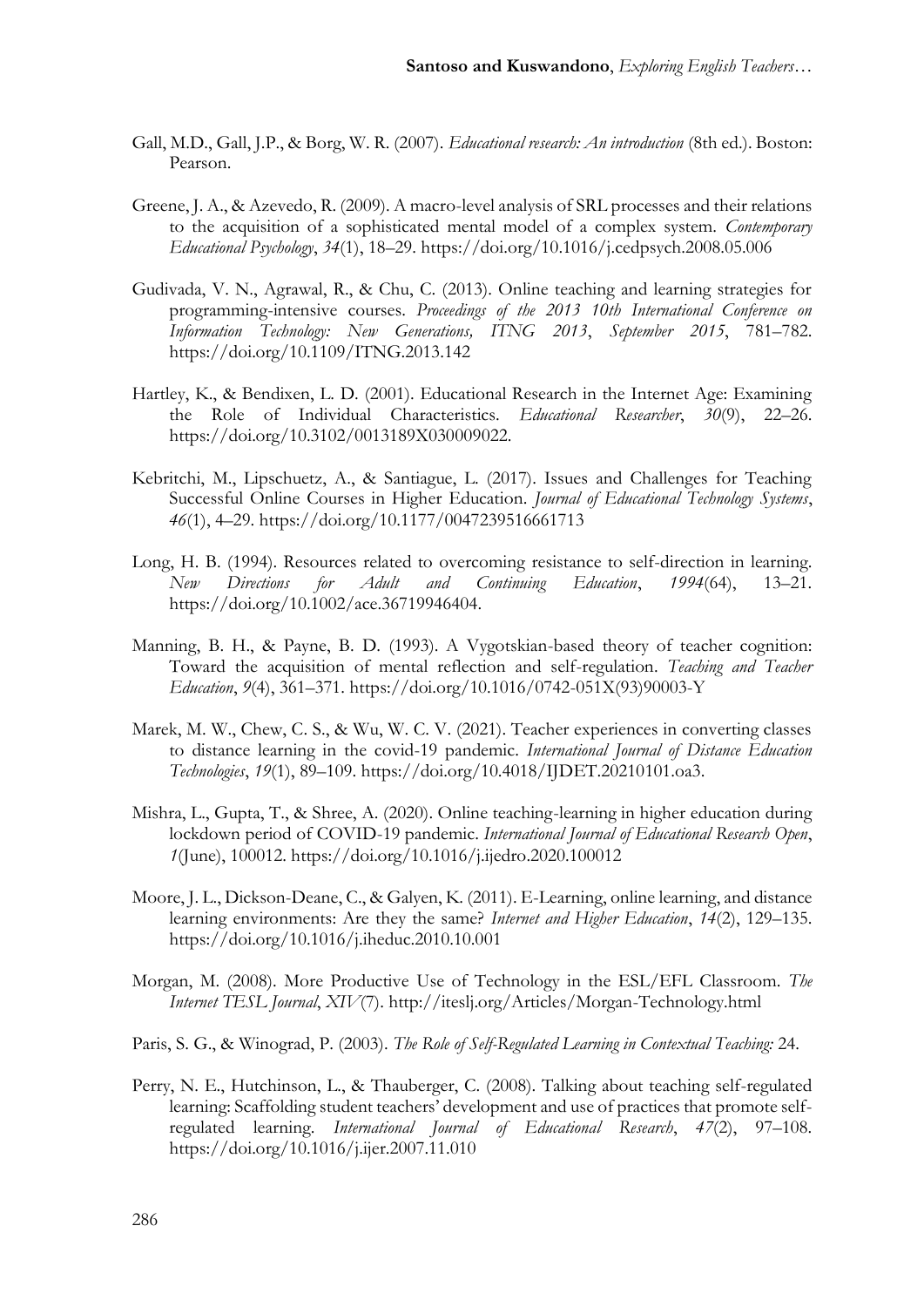Gall, M.D., Gall, J.P., & Borg, W. R. (2007). *Educational research: An introduction* (8th ed.). Boston: Pearson.

Greene, J. A., & Azevedo, R. (2009). A macro-level analysis of SRL processes and their relations to the acquisition of a sophisticated mental model of a complex system. *Contemporary Educational Psychology*, *34*(1), 18–29. https://doi.org/10.1016/j.cedpsych.2008.05.006

Gudivada, V. N., Agrawal, R., & Chu, C. (2013). Online teaching and learning strategies for programming-intensive courses. *Proceedings of the 2013 10th International Conference on Information Technology: New Generations, ITNG 2013*, *September 2015*, 781–782. https://doi.org/10.1109/ITNG.2013.142

Hartley, K., & Bendixen, L. D. (2001). Educational Research in the Internet Age: Examining the Role of Individual Characteristics. *Educational Researcher*, *30*(9), 22–26. https://doi.org/10.3102/0013189X030009022.

Kebritchi, M., Lipschuetz, A., & Santiague, L. (2017). Issues and Challenges for Teaching Successful Online Courses in Higher Education. *Journal of Educational Technology Systems*, *46*(1), 4–29. https://doi.org/10.1177/0047239516661713

Long, H. B. (1994). Resources related to overcoming resistance to self-direction in learning. *New Directions for Adult and Continuing Education*, *1994*(64), 13–21. https://doi.org/10.1002/ace.36719946404.

Manning, B. H., & Payne, B. D. (1993). A Vygotskian-based theory of teacher cognition: Toward the acquisition of mental reflection and self-regulation. *Teaching and Teacher Education*, *9*(4), 361–371. https://doi.org/10.1016/0742-051X(93)90003-Y

Marek, M. W., Chew, C. S., & Wu, W. C. V. (2021). Teacher experiences in converting classes to distance learning in the covid-19 pandemic. *International Journal of Distance Education Technologies*, *19*(1), 89–109. https://doi.org/10.4018/IJDET.20210101.oa3.

Mishra, L., Gupta, T., & Shree, A. (2020). Online teaching-learning in higher education during lockdown period of COVID-19 pandemic. *International Journal of Educational Research Open*, *1*(June), 100012. https://doi.org/10.1016/j.ijedro.2020.100012

Moore, J. L., Dickson-Deane, C., & Galyen, K. (2011). E-Learning, online learning, and distance learning environments: Are they the same? *Internet and Higher Education*, *14*(2), 129–135. https://doi.org/10.1016/j.iheduc.2010.10.001

Morgan, M. (2008). More Productive Use of Technology in the ESL/EFL Classroom. *The Internet TESL Journal*, *XIV*(7). http://iteslj.org/Articles/Morgan-Technology.html

Paris, S. G., & Winograd, P. (2003). *The Role of Self-Regulated Learning in Contextual Teaching:* 24.

Perry, N. E., Hutchinson, L., & Thauberger, C. (2008). Talking about teaching self-regulated learning: Scaffolding student teachers' development and use of practices that promote self-regulated learning. *International Journal of Educational Research*, *47*(2), 97–108. https://doi.org/10.1016/j.ijer.2007.11.010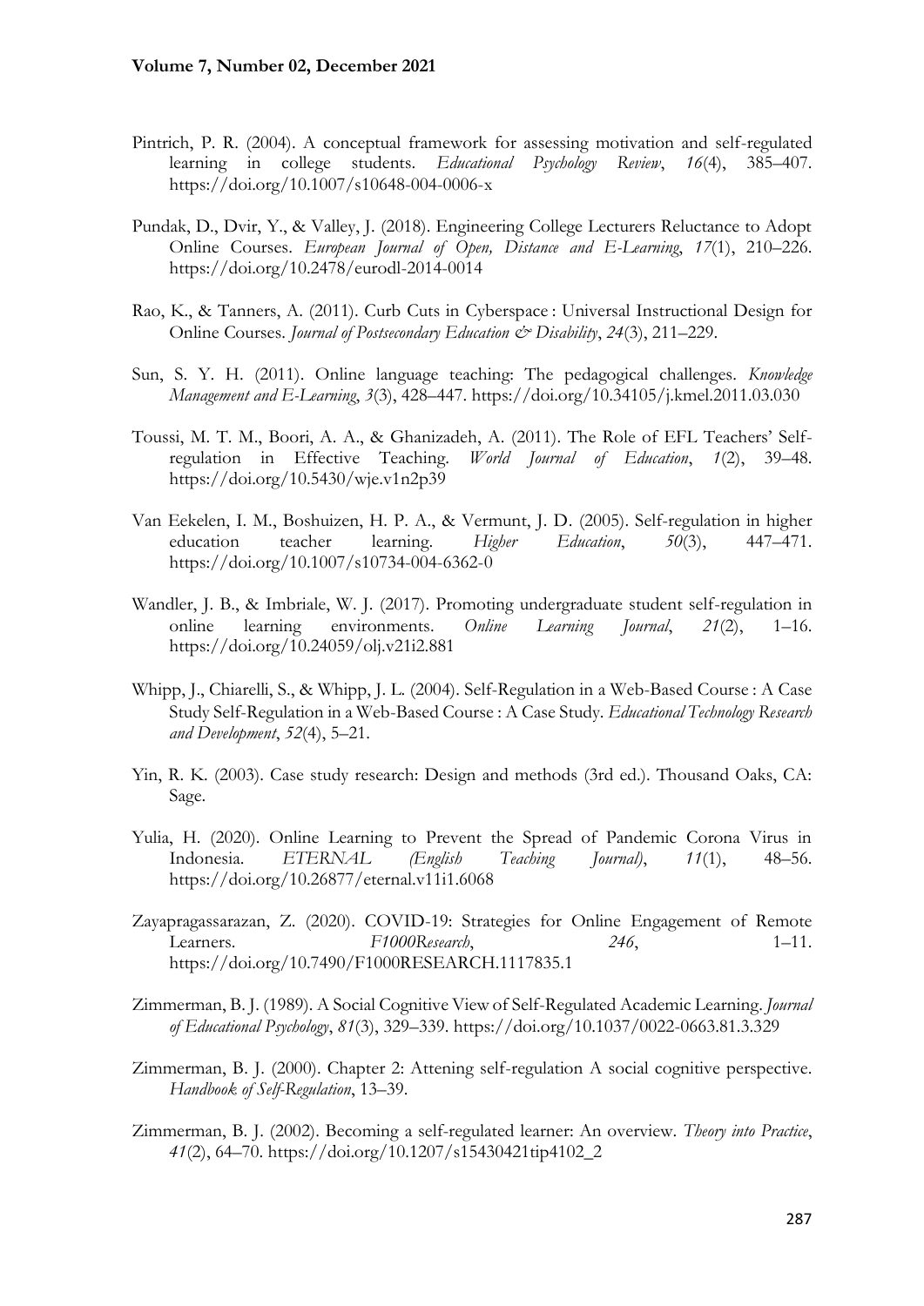Pintrich, P. R. (2004). A conceptual framework for assessing motivation and self-regulated learning in college students. *Educational Psychology Review*, *16*(4), 385–407. https://doi.org/10.1007/s10648-004-0006-x

Pundak, D., Dvir, Y., & Valley, J. (2018). Engineering College Lecturers Reluctance to Adopt Online Courses. *European Journal of Open, Distance and E-Learning*, *17*(1), 210–226. https://doi.org/10.2478/eurodl-2014-0014

Rao, K., & Tanners, A. (2011). Curb Cuts in Cyberspace : Universal Instructional Design for Online Courses. *Journal of Postsecondary Education & Disability*, *24*(3), 211–229.

Sun, S. Y. H. (2011). Online language teaching: The pedagogical challenges. *Knowledge Management and E-Learning*, *3*(3), 428–447. https://doi.org/10.34105/j.kmel.2011.03.030

Toussi, M. T. M., Boori, A. A., & Ghanizadeh, A. (2011). The Role of EFL Teachers' Self-regulation in Effective Teaching. *World Journal of Education*, *1*(2), 39–48. https://doi.org/10.5430/wje.v1n2p39

Van Eekelen, I. M., Boshuizen, H. P. A., & Vermunt, J. D. (2005). Self-regulation in higher education teacher learning. *Higher Education*, *50*(3), 447–471. https://doi.org/10.1007/s10734-004-6362-0

Wandler, J. B., & Imbriale, W. J. (2017). Promoting undergraduate student self-regulation in online learning environments. *Online Learning Journal*, *21*(2), 1–16. https://doi.org/10.24059/olj.v21i2.881

Whipp, J., Chiarelli, S., & Whipp, J. L. (2004). Self-Regulation in a Web-Based Course : A Case Study Self-Regulation in a Web-Based Course : A Case Study. *Educational Technology Research and Development*, *52*(4), 5–21.

Yin, R. K. (2003). Case study research: Design and methods (3rd ed.). Thousand Oaks, CA: Sage.

Yulia, H. (2020). Online Learning to Prevent the Spread of Pandemic Corona Virus in Indonesia. *ETERNAL (English Teaching Journal)*, *11*(1), 48–56. https://doi.org/10.26877/eternal.v11i1.6068

Zayapragassarazan, Z. (2020). COVID-19: Strategies for Online Engagement of Remote Learners. *F1000Research*, *246*, 1–11. https://doi.org/10.7490/F1000RESEARCH.1117835.1

Zimmerman, B. J. (1989). A Social Cognitive View of Self-Regulated Academic Learning. *Journal of Educational Psychology*, *81*(3), 329–339. https://doi.org/10.1037/0022-0663.81.3.329

Zimmerman, B. J. (2000). Chapter 2: Attening self-regulation A social cognitive perspective. *Handbook of Self-Regulation*, 13–39.

Zimmerman, B. J. (2002). Becoming a self-regulated learner: An overview. *Theory into Practice*, *41*(2), 64–70. https://doi.org/10.1207/s15430421tip4102_2